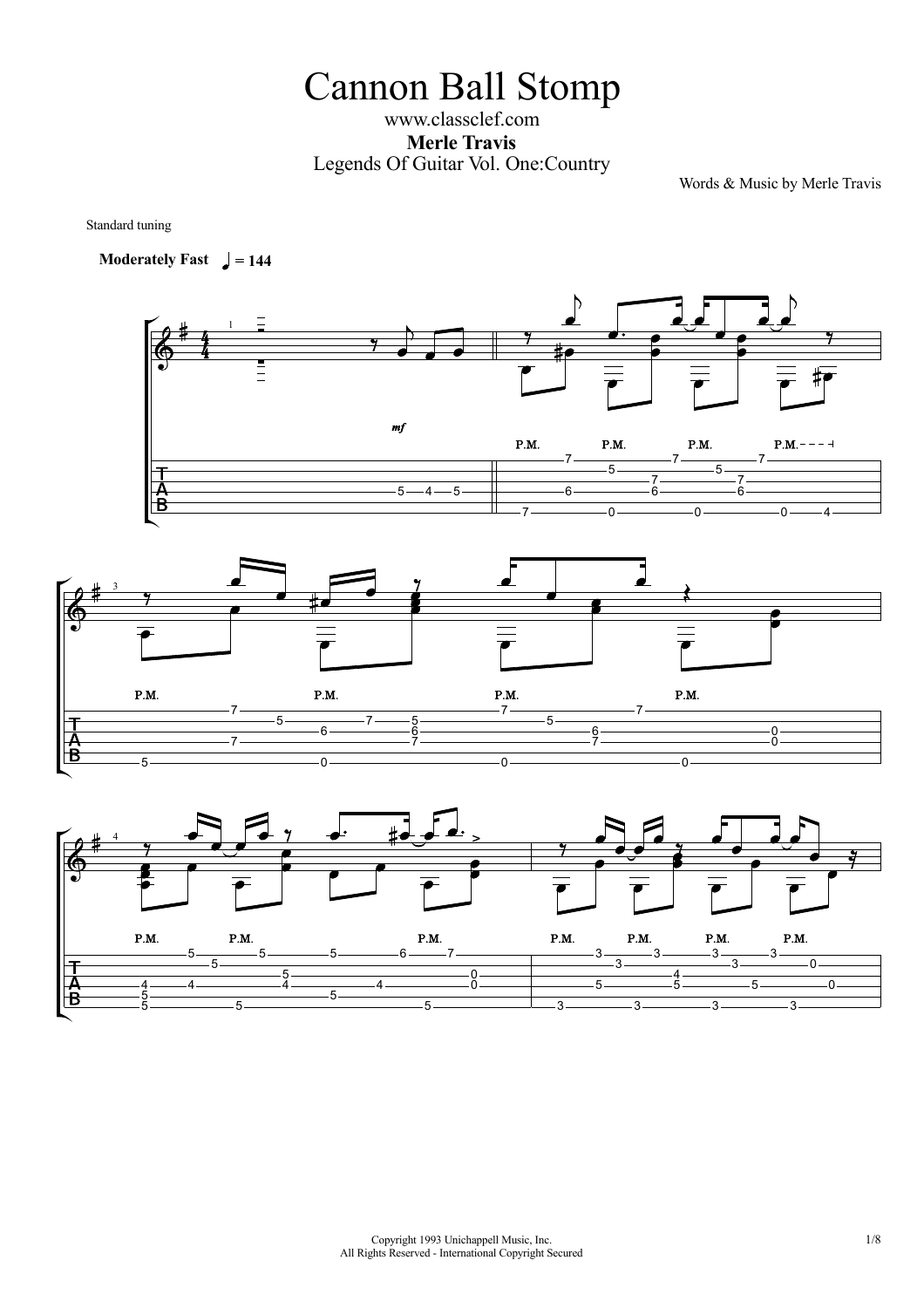# Cannon Ball Stomp

www.classclef.com

**Merle Travis**

Legends Of Guitar Vol. One:Country

Words & Music by Merle Travis

Standard tuning

**Moderately Fast** ♩ = 144

Copyright 1993 Unichappell Music, Inc.
All Rights Reserved - International Copyright Secured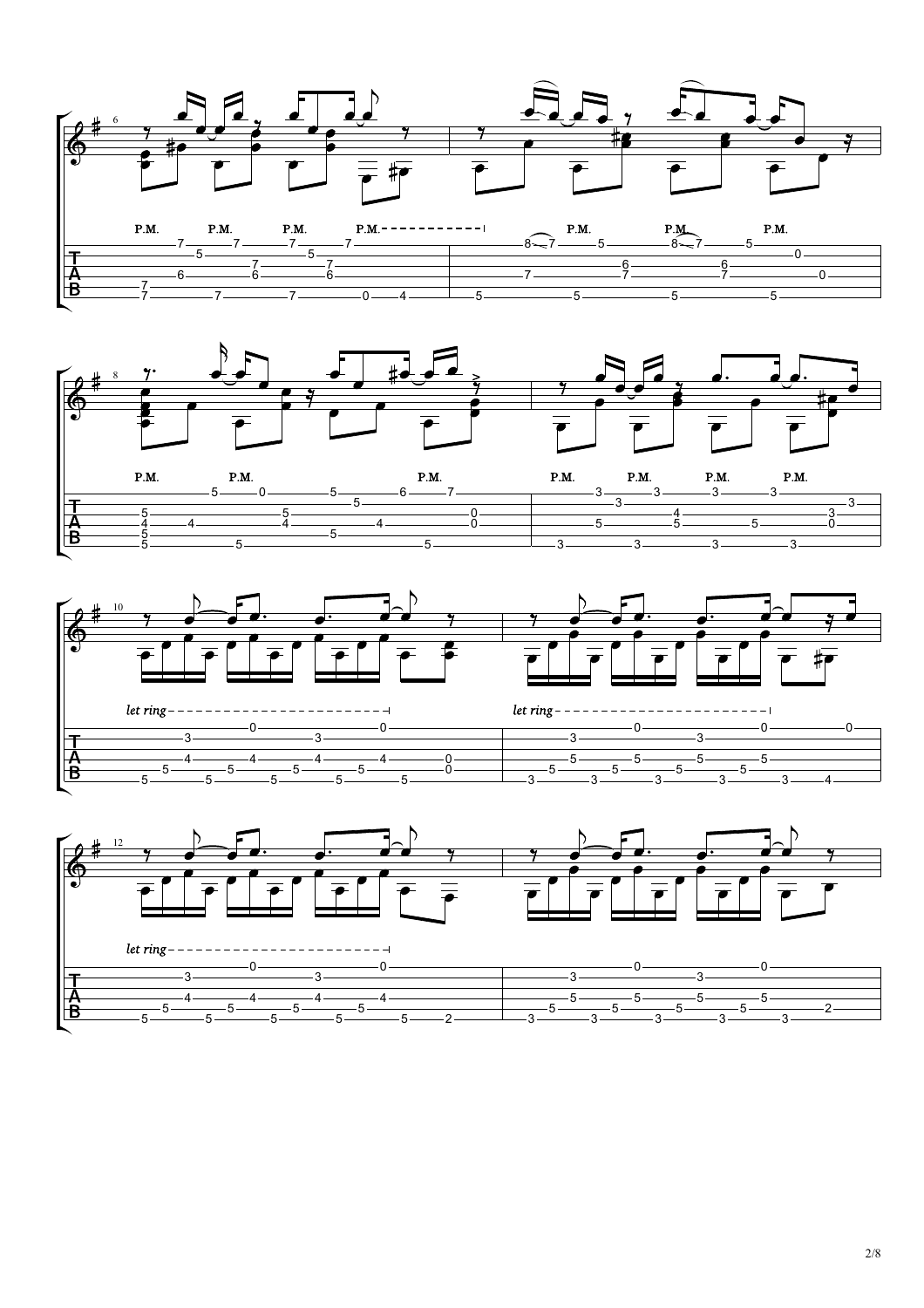6

P.M. P.M. P.M. P.M. P.M. P.M. P.M.

8

P.M. P.M. P.M. P.M. P.M. P.M. P.M.

10

*let ring* *let ring*

12

*let ring*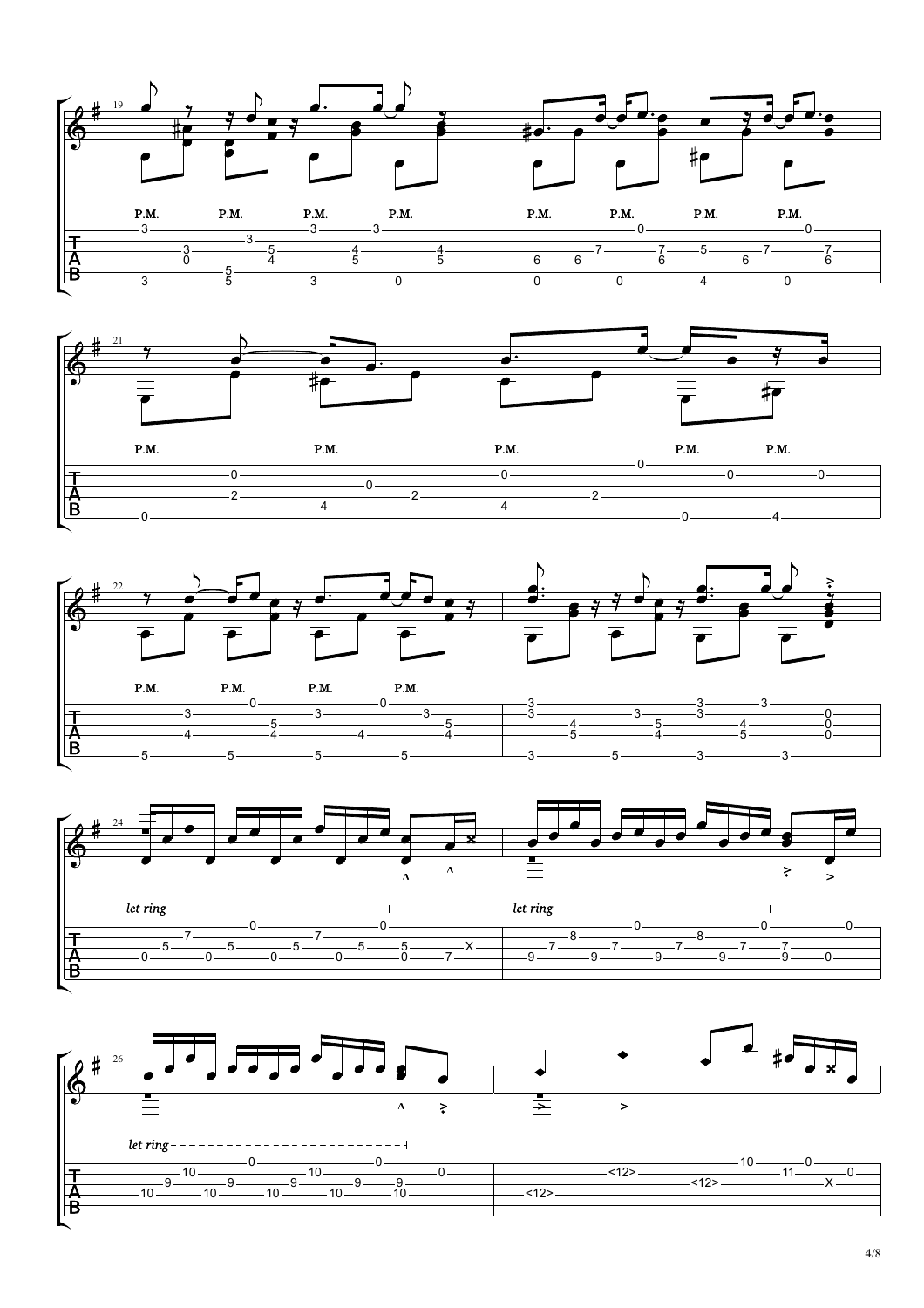19

P.M. P.M. P.M. P.M. P.M. P.M. P.M. P.M.

21

P.M. P.M. P.M. P.M. P.M.

22

P.M. P.M. P.M. P.M.

24

*let ring*

*let ring*

26

*let ring*